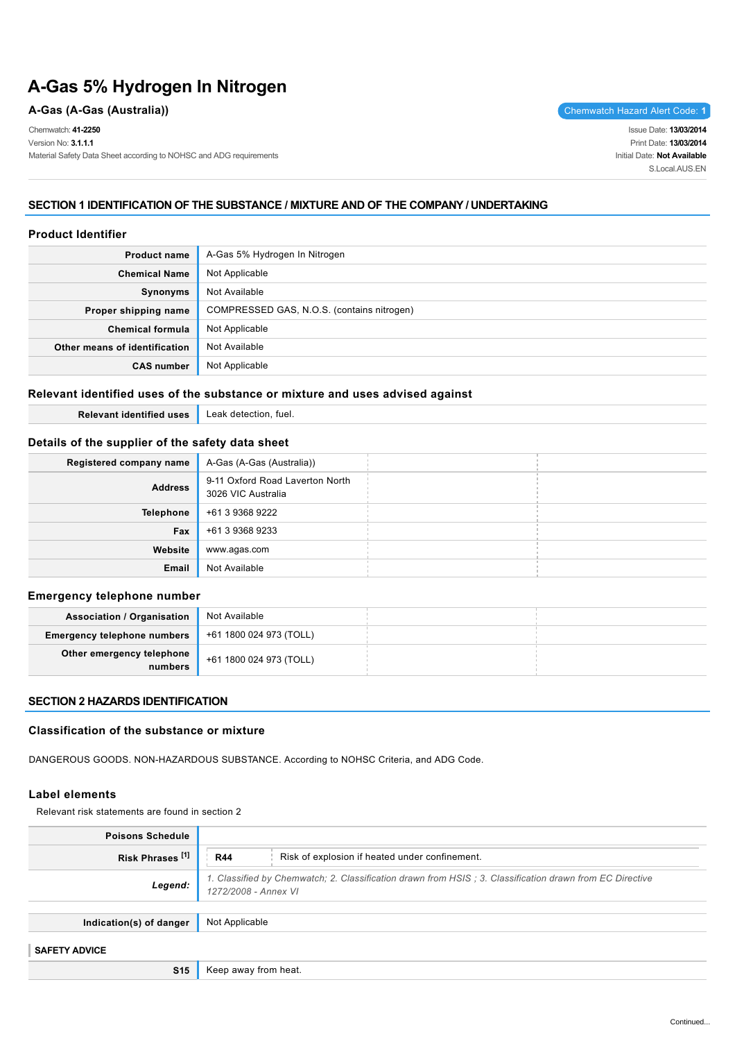# A-Gas 5% Hydrogen In Nitrogen

**A-Gas (A-Gas (Australia))**

Chemwatch Hazard Alert Code: **1**

Chemwatch: **41-2250**
Version No: **3.1.1.1**
Material Safety Data Sheet according to NOHSC and ADG requirements

Issue Date: **13/03/2014**
Print Date: **13/03/2014**
Initial Date: **Not Available**
S.Local.AUS.EN

## SECTION 1 IDENTIFICATION OF THE SUBSTANCE / MIXTURE AND OF THE COMPANY / UNDERTAKING

### Product Identifier

| | |
|---|---|
| **Product name** | A-Gas 5% Hydrogen In Nitrogen |
| **Chemical Name** | Not Applicable |
| **Synonyms** | Not Available |
| **Proper shipping name** | COMPRESSED GAS, N.O.S. (contains nitrogen) |
| **Chemical formula** | Not Applicable |
| **Other means of identification** | Not Available |
| **CAS number** | Not Applicable |

### Relevant identified uses of the substance or mixture and uses advised against

| | |
|---|---|
| **Relevant identified uses** | Leak detection, fuel. |

### Details of the supplier of the safety data sheet

| | | | |
|---|---|---|---|
| **Registered company name** | A-Gas (A-Gas (Australia)) | | |
| **Address** | 9-11 Oxford Road Laverton North 3026 VIC Australia | | |
| **Telephone** | +61 3 9368 9222 | | |
| **Fax** | +61 3 9368 9233 | | |
| **Website** | www.agas.com | | |
| **Email** | Not Available | | |

### Emergency telephone number

| | | | |
|---|---|---|---|
| **Association / Organisation** | Not Available | | |
| **Emergency telephone numbers** | +61 1800 024 973 (TOLL) | | |
| **Other emergency telephone numbers** | +61 1800 024 973 (TOLL) | | |

## SECTION 2 HAZARDS IDENTIFICATION

### Classification of the substance or mixture

DANGEROUS GOODS. NON-HAZARDOUS SUBSTANCE. According to NOHSC Criteria, and ADG Code.

### Label elements

Relevant risk statements are found in section 2

| | | |
|---|---|---|
| **Poisons Schedule** | | |
| **Risk Phrases** [1] | **R44** | Risk of explosion if heated under confinement. |
| ***Legend:*** | *1. Classified by Chemwatch; 2. Classification drawn from HSIS ; 3. Classification drawn from EC Directive 1272/2008 - Annex VI* | |

| | |
|---|---|
| **Indication(s) of danger** | Not Applicable |

**SAFETY ADVICE**

| | |
|---|---|
| **S15** | Keep away from heat. |

Continued...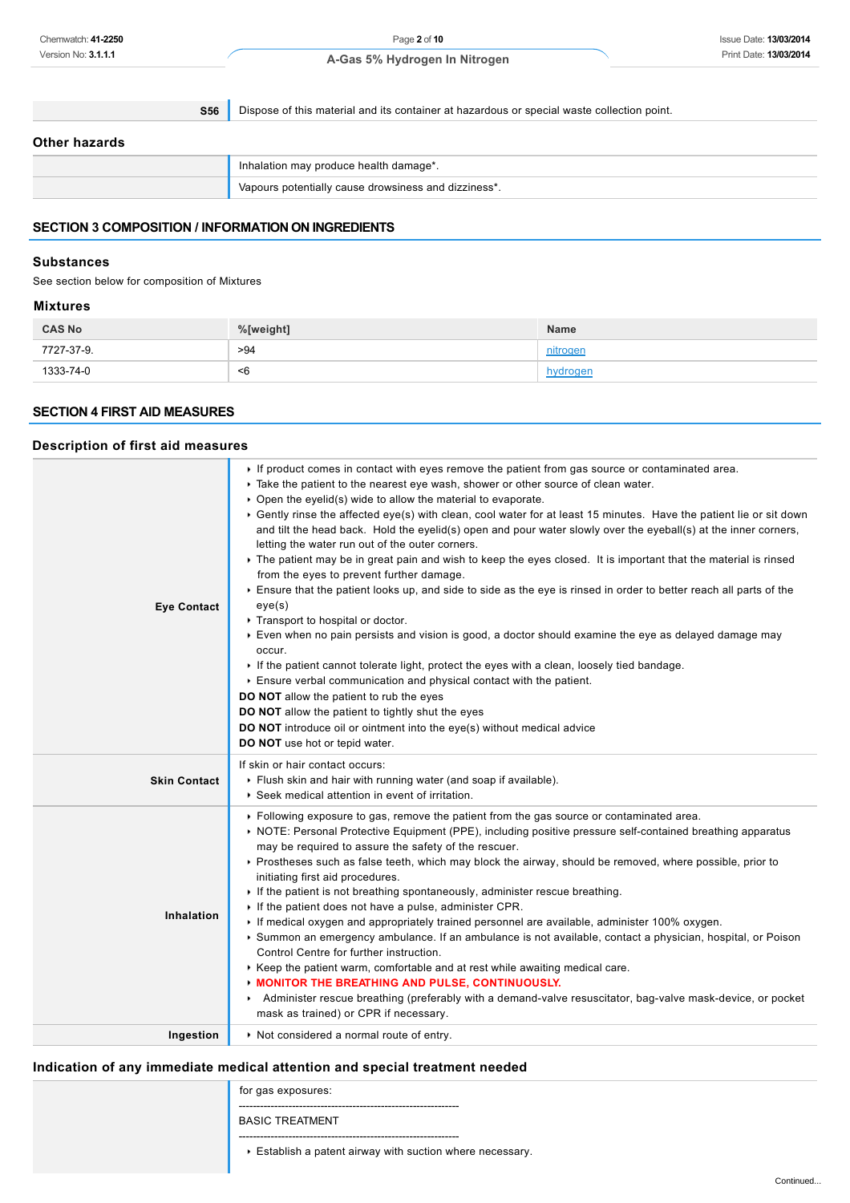| | |
|---|---|
| **S56** | Dispose of this material and its container at hazardous or special waste collection point. |

### Other hazards

| | |
|---|---|
| | Inhalation may produce health damage*. |
| | Vapours potentially cause drowsiness and dizziness*. |

## SECTION 3 COMPOSITION / INFORMATION ON INGREDIENTS

### Substances

See section below for composition of Mixtures

### Mixtures

| CAS No | %[weight] | Name |
|---|---|---|
| 7727-37-9. | >94 | nitrogen |
| 1333-74-0 | <6 | hydrogen |

## SECTION 4 FIRST AID MEASURES

### Description of first aid measures

| | |
|---|---|
| **Eye Contact** | - If product comes in contact with eyes remove the patient from gas source or contaminated area.<br>- Take the patient to the nearest eye wash, shower or other source of clean water.<br>- Open the eyelid(s) wide to allow the material to evaporate.<br>- Gently rinse the affected eye(s) with clean, cool water for at least 15 minutes. Have the patient lie or sit down and tilt the head back. Hold the eyelid(s) open and pour water slowly over the eyeball(s) at the inner corners, letting the water run out of the outer corners.<br>- The patient may be in great pain and wish to keep the eyes closed. It is important that the material is rinsed from the eyes to prevent further damage.<br>- Ensure that the patient looks up, and side to side as the eye is rinsed in order to better reach all parts of the eye(s)<br>- Transport to hospital or doctor.<br>- Even when no pain persists and vision is good, a doctor should examine the eye as delayed damage may occur.<br>- If the patient cannot tolerate light, protect the eyes with a clean, loosely tied bandage.<br>- Ensure verbal communication and physical contact with the patient.<br>**DO NOT** allow the patient to rub the eyes<br>**DO NOT** allow the patient to tightly shut the eyes<br>**DO NOT** introduce oil or ointment into the eye(s) without medical advice<br>**DO NOT** use hot or tepid water. |
| **Skin Contact** | If skin or hair contact occurs:<br>- Flush skin and hair with running water (and soap if available).<br>- Seek medical attention in event of irritation. |
| **Inhalation** | - Following exposure to gas, remove the patient from the gas source or contaminated area.<br>- NOTE: Personal Protective Equipment (PPE), including positive pressure self-contained breathing apparatus may be required to assure the safety of the rescuer.<br>- Prostheses such as false teeth, which may block the airway, should be removed, where possible, prior to initiating first aid procedures.<br>- If the patient is not breathing spontaneously, administer rescue breathing.<br>- If the patient does not have a pulse, administer CPR.<br>- If medical oxygen and appropriately trained personnel are available, administer 100% oxygen.<br>- Summon an emergency ambulance. If an ambulance is not available, contact a physician, hospital, or Poison Control Centre for further instruction.<br>- Keep the patient warm, comfortable and at rest while awaiting medical care.<br>- **MONITOR THE BREATHING AND PULSE, CONTINUOUSLY.**<br>- Administer rescue breathing (preferably with a demand-valve resuscitator, bag-valve mask-device, or pocket mask as trained) or CPR if necessary. |
| **Ingestion** | - Not considered a normal route of entry. |

### Indication of any immediate medical attention and special treatment needed

for gas exposures:

--------------------------------------------------------------

BASIC TREATMENT

--------------------------------------------------------------

- Establish a patent airway with suction where necessary.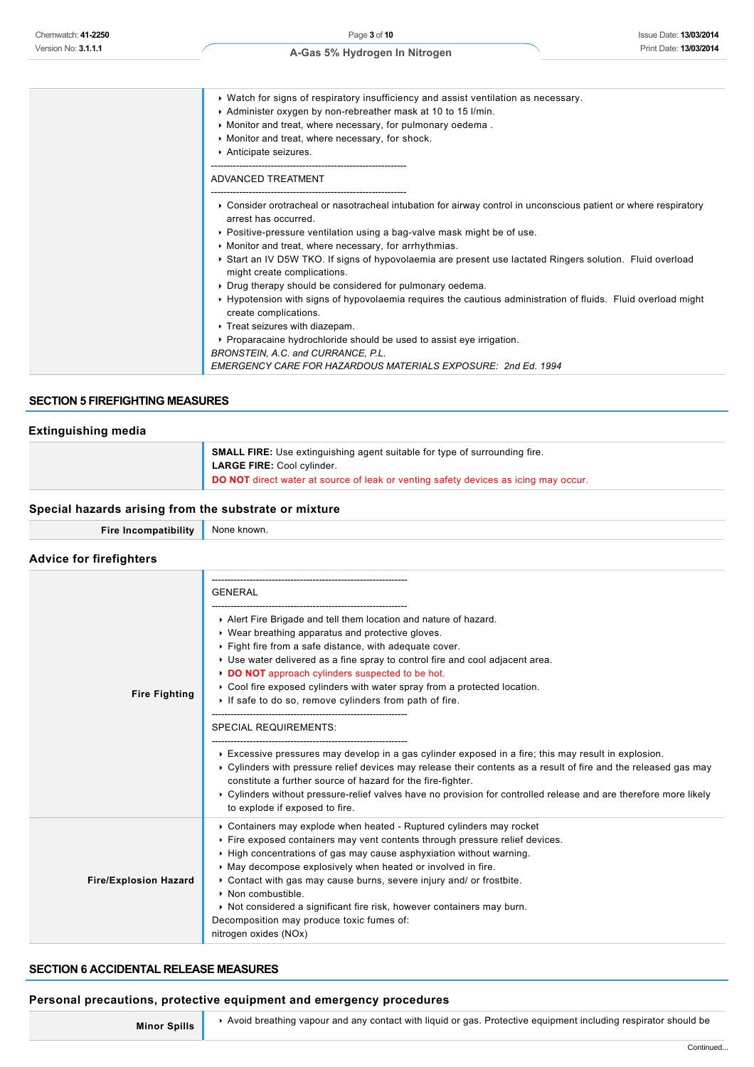|  |  |
|---|---|
|  | - Watch for signs of respiratory insufficiency and assist ventilation as necessary.<br>- Administer oxygen by non-rebreather mask at 10 to 15 l/min.<br>- Monitor and treat, where necessary, for pulmonary oedema .<br>- Monitor and treat, where necessary, for shock.<br>- Anticipate seizures.<br>--------------------------------------------------------------<br>ADVANCED TREATMENT<br>--------------------------------------------------------------<br>- Consider orotracheal or nasotracheal intubation for airway control in unconscious patient or where respiratory arrest has occurred.<br>- Positive-pressure ventilation using a bag-valve mask might be of use.<br>- Monitor and treat, where necessary, for arrhythmias.<br>- Start an IV D5W TKO. If signs of hypovolaemia are present use lactated Ringers solution. Fluid overload might create complications.<br>- Drug therapy should be considered for pulmonary oedema.<br>- Hypotension with signs of hypovolaemia requires the cautious administration of fluids. Fluid overload might create complications.<br>- Treat seizures with diazepam.<br>- Proparacaine hydrochloride should be used to assist eye irrigation.<br>*BRONSTEIN, A.C. and CURRANCE, P.L.*<br>*EMERGENCY CARE FOR HAZARDOUS MATERIALS EXPOSURE: 2nd Ed. 1994* |

## SECTION 5 FIREFIGHTING MEASURES

### Extinguishing media

|  |  |
|---|---|
|  | **SMALL FIRE:** Use extinguishing agent suitable for type of surrounding fire.<br>**LARGE FIRE:** Cool cylinder.<br>**DO NOT** direct water at source of leak or venting safety devices as icing may occur. |

### Special hazards arising from the substrate or mixture

|  |  |
|---|---|
| **Fire Incompatibility** | None known. |

### Advice for firefighters

|  |  |
|---|---|
| **Fire Fighting** | --------------------------------------------------------------<br>GENERAL<br>--------------------------------------------------------------<br>- Alert Fire Brigade and tell them location and nature of hazard.<br>- Wear breathing apparatus and protective gloves.<br>- Fight fire from a safe distance, with adequate cover.<br>- Use water delivered as a fine spray to control fire and cool adjacent area.<br>- **DO NOT** approach cylinders suspected to be hot.<br>- Cool fire exposed cylinders with water spray from a protected location.<br>- If safe to do so, remove cylinders from path of fire.<br>--------------------------------------------------------------<br>SPECIAL REQUIREMENTS:<br>--------------------------------------------------------------<br>- Excessive pressures may develop in a gas cylinder exposed in a fire; this may result in explosion.<br>- Cylinders with pressure relief devices may release their contents as a result of fire and the released gas may constitute a further source of hazard for the fire-fighter.<br>- Cylinders without pressure-relief valves have no provision for controlled release and are therefore more likely to explode if exposed to fire. |
| **Fire/Explosion Hazard** | - Containers may explode when heated - Ruptured cylinders may rocket<br>- Fire exposed containers may vent contents through pressure relief devices.<br>- High concentrations of gas may cause asphyxiation without warning.<br>- May decompose explosively when heated or involved in fire.<br>- Contact with gas may cause burns, severe injury and/ or frostbite.<br>- Non combustible.<br>- Not considered a significant fire risk, however containers may burn.<br>Decomposition may produce toxic fumes of:<br>nitrogen oxides (NOx) |

## SECTION 6 ACCIDENTAL RELEASE MEASURES

### Personal precautions, protective equipment and emergency procedures

|  |  |
|---|---|
| **Minor Spills** | - Avoid breathing vapour and any contact with liquid or gas. Protective equipment including respirator should be |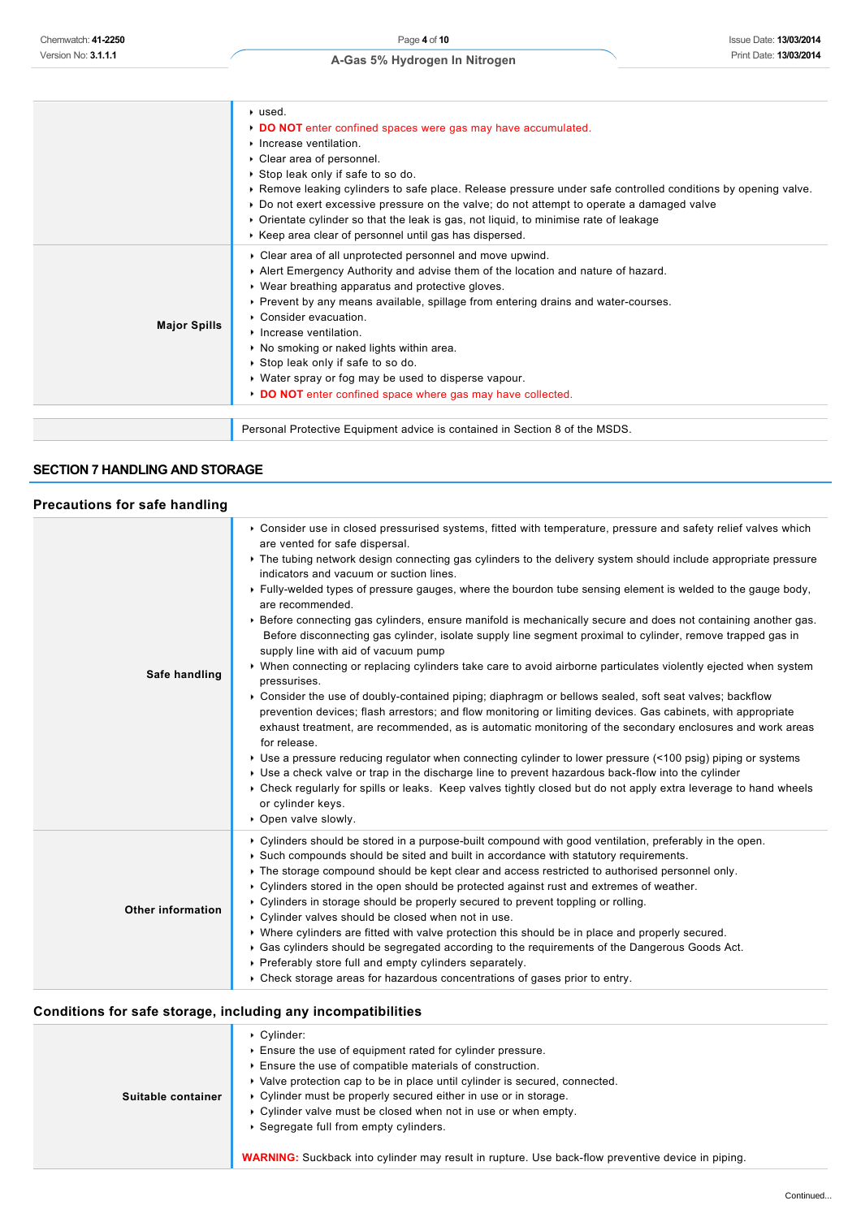| | |
|---|---|
| | - used.<br>- **DO NOT** enter confined spaces were gas may have accumulated.<br>- Increase ventilation.<br>- Clear area of personnel.<br>- Stop leak only if safe to so do.<br>- Remove leaking cylinders to safe place. Release pressure under safe controlled conditions by opening valve.<br>- Do not exert excessive pressure on the valve; do not attempt to operate a damaged valve<br>- Orientate cylinder so that the leak is gas, not liquid, to minimise rate of leakage<br>- Keep area clear of personnel until gas has dispersed. |
| **Major Spills** | - Clear area of all unprotected personnel and move upwind.<br>- Alert Emergency Authority and advise them of the location and nature of hazard.<br>- Wear breathing apparatus and protective gloves.<br>- Prevent by any means available, spillage from entering drains and water-courses.<br>- Consider evacuation.<br>- Increase ventilation.<br>- No smoking or naked lights within area.<br>- Stop leak only if safe to so do.<br>- Water spray or fog may be used to disperse vapour.<br>- **DO NOT** enter confined space where gas may have collected. |

| | |
|---|---|
| | Personal Protective Equipment advice is contained in Section 8 of the MSDS. |

## SECTION 7 HANDLING AND STORAGE

### Precautions for safe handling

| | |
|---|---|
| **Safe handling** | - Consider use in closed pressurised systems, fitted with temperature, pressure and safety relief valves which are vented for safe dispersal.<br>- The tubing network design connecting gas cylinders to the delivery system should include appropriate pressure indicators and vacuum or suction lines.<br>- Fully-welded types of pressure gauges, where the bourdon tube sensing element is welded to the gauge body, are recommended.<br>- Before connecting gas cylinders, ensure manifold is mechanically secure and does not containing another gas. Before disconnecting gas cylinder, isolate supply line segment proximal to cylinder, remove trapped gas in supply line with aid of vacuum pump<br>- When connecting or replacing cylinders take care to avoid airborne particulates violently ejected when system pressurises.<br>- Consider the use of doubly-contained piping; diaphragm or bellows sealed, soft seat valves; backflow prevention devices; flash arrestors; and flow monitoring or limiting devices. Gas cabinets, with appropriate exhaust treatment, are recommended, as is automatic monitoring of the secondary enclosures and work areas for release.<br>- Use a pressure reducing regulator when connecting cylinder to lower pressure (<100 psig) piping or systems<br>- Use a check valve or trap in the discharge line to prevent hazardous back-flow into the cylinder<br>- Check regularly for spills or leaks. Keep valves tightly closed but do not apply extra leverage to hand wheels or cylinder keys.<br>- Open valve slowly. |
| **Other information** | - Cylinders should be stored in a purpose-built compound with good ventilation, preferably in the open.<br>- Such compounds should be sited and built in accordance with statutory requirements.<br>- The storage compound should be kept clear and access restricted to authorised personnel only.<br>- Cylinders stored in the open should be protected against rust and extremes of weather.<br>- Cylinders in storage should be properly secured to prevent toppling or rolling.<br>- Cylinder valves should be closed when not in use.<br>- Where cylinders are fitted with valve protection this should be in place and properly secured.<br>- Gas cylinders should be segregated according to the requirements of the Dangerous Goods Act.<br>- Preferably store full and empty cylinders separately.<br>- Check storage areas for hazardous concentrations of gases prior to entry. |

### Conditions for safe storage, including any incompatibilities

| | |
|---|---|
| **Suitable container** | - Cylinder:<br>- Ensure the use of equipment rated for cylinder pressure.<br>- Ensure the use of compatible materials of construction.<br>- Valve protection cap to be in place until cylinder is secured, connected.<br>- Cylinder must be properly secured either in use or in storage.<br>- Cylinder valve must be closed when not in use or when empty.<br>- Segregate full from empty cylinders.<br><br>**WARNING:** Suckback into cylinder may result in rupture. Use back-flow preventive device in piping. |

Continued...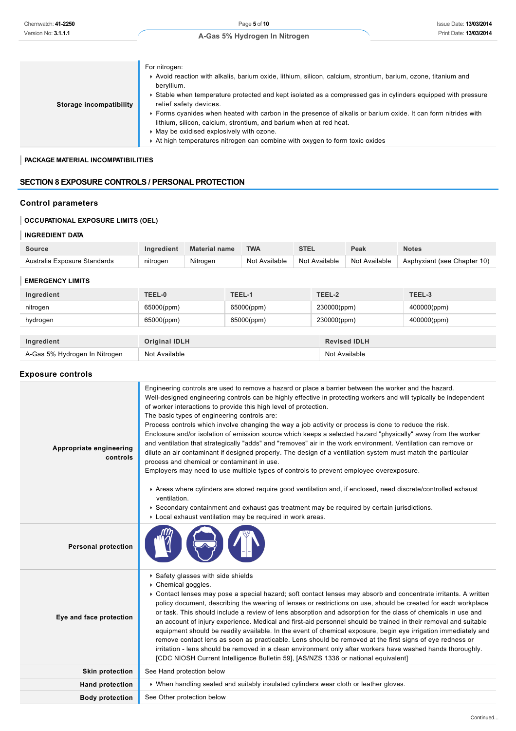| | |
|---|---|
| **Storage incompatibility** | For nitrogen:<br>‣ Avoid reaction with alkalis, barium oxide, lithium, silicon, calcium, strontium, barium, ozone, titanium and beryllium.<br>‣ Stable when temperature protected and kept isolated as a compressed gas in cylinders equipped with pressure relief safety devices.<br>‣ Forms cyanides when heated with carbon in the presence of alkalis or barium oxide. It can form nitrides with lithium, silicon, calcium, strontium, and barium when at red heat.<br>‣ May be oxidised explosively with ozone.<br>‣ At high temperatures nitrogen can combine with oxygen to form toxic oxides |

### PACKAGE MATERIAL INCOMPATIBILITIES

## SECTION 8 EXPOSURE CONTROLS / PERSONAL PROTECTION

### Control parameters

#### OCCUPATIONAL EXPOSURE LIMITS (OEL)

#### INGREDIENT DATA

| Source | Ingredient | Material name | TWA | STEL | Peak | Notes |
|---|---|---|---|---|---|---|
| Australia Exposure Standards | nitrogen | Nitrogen | Not Available | Not Available | Not Available | Asphyxiant (see Chapter 10) |

#### EMERGENCY LIMITS

| Ingredient | TEEL-0 | TEEL-1 | TEEL-2 | TEEL-3 |
|---|---|---|---|---|
| nitrogen | 65000(ppm) | 65000(ppm) | 230000(ppm) | 400000(ppm) |
| hydrogen | 65000(ppm) | 65000(ppm) | 230000(ppm) | 400000(ppm) |

| Ingredient | Original IDLH | Revised IDLH |
|---|---|---|
| A-Gas 5% Hydrogen In Nitrogen | Not Available | Not Available |

### Exposure controls

| | |
|---|---|
| **Appropriate engineering controls** | Engineering controls are used to remove a hazard or place a barrier between the worker and the hazard. Well-designed engineering controls can be highly effective in protecting workers and will typically be independent of worker interactions to provide this high level of protection.<br>The basic types of engineering controls are:<br>Process controls which involve changing the way a job activity or process is done to reduce the risk.<br>Enclosure and/or isolation of emission source which keeps a selected hazard "physically" away from the worker and ventilation that strategically "adds" and "removes" air in the work environment. Ventilation can remove or dilute an air contaminant if designed properly. The design of a ventilation system must match the particular process and chemical or contaminant in use.<br>Employers may need to use multiple types of controls to prevent employee overexposure.<br><br>‣ Areas where cylinders are stored require good ventilation and, if enclosed, need discrete/controlled exhaust ventilation.<br>‣ Secondary containment and exhaust gas treatment may be required by certain jurisdictions.<br>‣ Local exhaust ventilation may be required in work areas. |
| **Personal protection** | |
| **Eye and face protection** | ‣ Safety glasses with side shields<br>‣ Chemical goggles.<br>‣ Contact lenses may pose a special hazard; soft contact lenses may absorb and concentrate irritants. A written policy document, describing the wearing of lenses or restrictions on use, should be created for each workplace or task. This should include a review of lens absorption and adsorption for the class of chemicals in use and an account of injury experience. Medical and first-aid personnel should be trained in their removal and suitable equipment should be readily available. In the event of chemical exposure, begin eye irrigation immediately and remove contact lens as soon as practicable. Lens should be removed at the first signs of eye redness or irritation - lens should be removed in a clean environment only after workers have washed hands thoroughly. [CDC NIOSH Current Intelligence Bulletin 59], [AS/NZS 1336 or national equivalent] |
| **Skin protection** | See Hand protection below |
| **Hand protection** | ‣ When handling sealed and suitably insulated cylinders wear cloth or leather gloves. |
| **Body protection** | See Other protection below |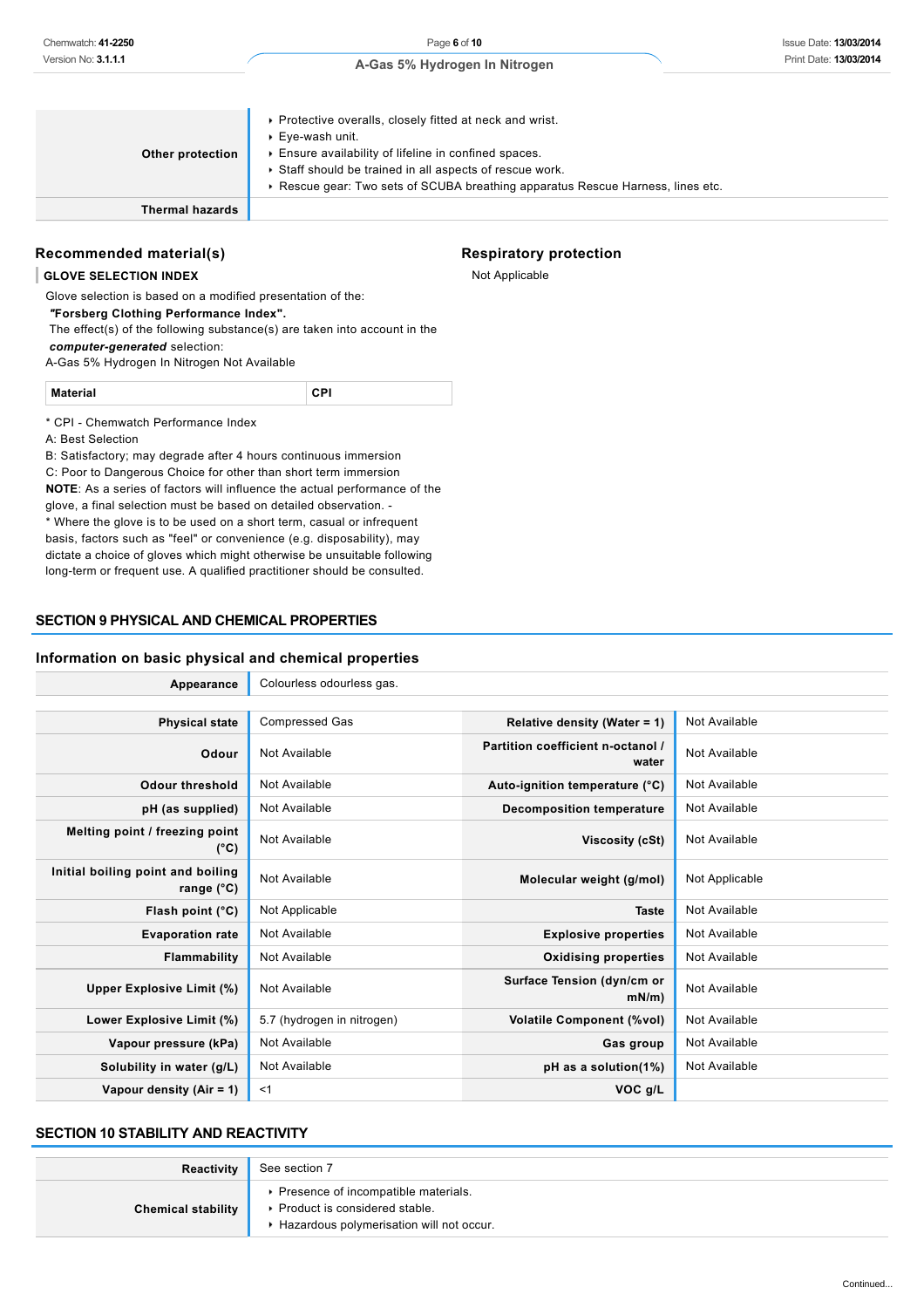| | |
|---|---|
| **Other protection** | ‣ Protective overalls, closely fitted at neck and wrist.<br>‣ Eye-wash unit.<br>‣ Ensure availability of lifeline in confined spaces.<br>‣ Staff should be trained in all aspects of rescue work.<br>‣ Rescue gear: Two sets of SCUBA breathing apparatus Rescue Harness, lines etc. |
| **Thermal hazards** | |

## Recommended material(s)

### GLOVE SELECTION INDEX

Glove selection is based on a modified presentation of the:
***"Forsberg Clothing Performance Index".***
The effect(s) of the following substance(s) are taken into account in the ***computer-generated*** selection:
A-Gas 5% Hydrogen In Nitrogen Not Available

| Material | CPI |
|---|---|

* CPI - Chemwatch Performance Index
A: Best Selection
B: Satisfactory; may degrade after 4 hours continuous immersion
C: Poor to Dangerous Choice for other than short term immersion
**NOTE**: As a series of factors will influence the actual performance of the glove, a final selection must be based on detailed observation. -
* Where the glove is to be used on a short term, casual or infrequent basis, factors such as "feel" or convenience (e.g. disposability), may dictate a choice of gloves which might otherwise be unsuitable following long-term or frequent use. A qualified practitioner should be consulted.

## Respiratory protection

Not Applicable

# SECTION 9 PHYSICAL AND CHEMICAL PROPERTIES

## Information on basic physical and chemical properties

| | |
|---|---|
| **Appearance** | Colourless odourless gas. |

| | | | |
|---|---|---|---|
| **Physical state** | Compressed Gas | **Relative density (Water = 1)** | Not Available |
| **Odour** | Not Available | **Partition coefficient n-octanol / water** | Not Available |
| **Odour threshold** | Not Available | **Auto-ignition temperature (°C)** | Not Available |
| **pH (as supplied)** | Not Available | **Decomposition temperature** | Not Available |
| **Melting point / freezing point (°C)** | Not Available | **Viscosity (cSt)** | Not Available |
| **Initial boiling point and boiling range (°C)** | Not Available | **Molecular weight (g/mol)** | Not Applicable |
| **Flash point (°C)** | Not Applicable | **Taste** | Not Available |
| **Evaporation rate** | Not Available | **Explosive properties** | Not Available |
| **Flammability** | Not Available | **Oxidising properties** | Not Available |
| **Upper Explosive Limit (%)** | Not Available | **Surface Tension (dyn/cm or mN/m)** | Not Available |
| **Lower Explosive Limit (%)** | 5.7 (hydrogen in nitrogen) | **Volatile Component (%vol)** | Not Available |
| **Vapour pressure (kPa)** | Not Available | **Gas group** | Not Available |
| **Solubility in water (g/L)** | Not Available | **pH as a solution(1%)** | Not Available |
| **Vapour density (Air = 1)** | <1 | **VOC g/L** | |

# SECTION 10 STABILITY AND REACTIVITY

| | |
|---|---|
| **Reactivity** | See section 7 |
| **Chemical stability** | ‣ Presence of incompatible materials.<br>‣ Product is considered stable.<br>‣ Hazardous polymerisation will not occur. |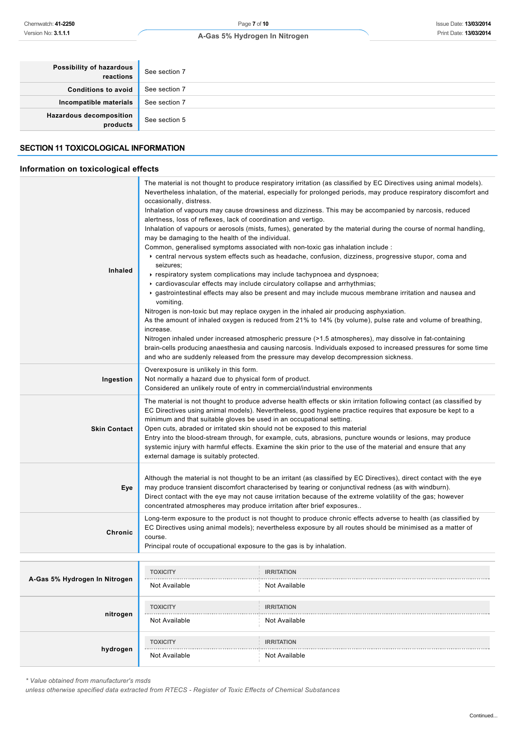| | |
|---|---|
| **Possibility of hazardous reactions** | See section 7 |
| **Conditions to avoid** | See section 7 |
| **Incompatible materials** | See section 7 |
| **Hazardous decomposition products** | See section 5 |

## SECTION 11 TOXICOLOGICAL INFORMATION

### Information on toxicological effects

| | |
|---|---|
| **Inhaled** | The material is not thought to produce respiratory irritation (as classified by EC Directives using animal models). Nevertheless inhalation, of the material, especially for prolonged periods, may produce respiratory discomfort and occasionally, distress.<br>Inhalation of vapours may cause drowsiness and dizziness. This may be accompanied by narcosis, reduced alertness, loss of reflexes, lack of coordination and vertigo.<br>Inhalation of vapours or aerosols (mists, fumes), generated by the material during the course of normal handling, may be damaging to the health of the individual.<br>Common, generalised symptoms associated with non-toxic gas inhalation include :<br>▸ central nervous system effects such as headache, confusion, dizziness, progressive stupor, coma and seizures;<br>▸ respiratory system complications may include tachypnoea and dyspnoea;<br>▸ cardiovascular effects may include circulatory collapse and arrhythmias;<br>▸ gastrointestinal effects may also be present and may include mucous membrane irritation and nausea and vomiting.<br>Nitrogen is non-toxic but may replace oxygen in the inhaled air producing asphyxiation.<br>As the amount of inhaled oxygen is reduced from 21% to 14% (by volume), pulse rate and volume of breathing, increase.<br>Nitrogen inhaled under increased atmospheric pressure (>1.5 atmospheres), may dissolve in fat-containing brain-cells producing anaesthesia and causing narcosis. Individuals exposed to increased pressures for some time and who are suddenly released from the pressure may develop decompression sickness. |
| **Ingestion** | Overexposure is unlikely in this form.<br>Not normally a hazard due to physical form of product.<br>Considered an unlikely route of entry in commercial/industrial environments |
| **Skin Contact** | The material is not thought to produce adverse health effects or skin irritation following contact (as classified by EC Directives using animal models). Nevertheless, good hygiene practice requires that exposure be kept to a minimum and that suitable gloves be used in an occupational setting.<br>Open cuts, abraded or irritated skin should not be exposed to this material<br>Entry into the blood-stream through, for example, cuts, abrasions, puncture wounds or lesions, may produce systemic injury with harmful effects. Examine the skin prior to the use of the material and ensure that any external damage is suitably protected. |
| **Eye** | Although the material is not thought to be an irritant (as classified by EC Directives), direct contact with the eye may produce transient discomfort characterised by tearing or conjunctival redness (as with windburn).<br>Direct contact with the eye may not cause irritation because of the extreme volatility of the gas; however concentrated atmospheres may produce irritation after brief exposures.. |
| **Chronic** | Long-term exposure to the product is not thought to produce chronic effects adverse to health (as classified by EC Directives using animal models); nevertheless exposure by all routes should be minimised as a matter of course.<br>Principal route of occupational exposure to the gas is by inhalation. |

| | TOXICITY | IRRITATION |
|---|---|---|
| **A-Gas 5% Hydrogen In Nitrogen** | Not Available | Not Available |
| **nitrogen** | Not Available | Not Available |
| **hydrogen** | Not Available | Not Available |

*\* Value obtained from manufacturer's msds*
*unless otherwise specified data extracted from RTECS - Register of Toxic Effects of Chemical Substances*

Continued...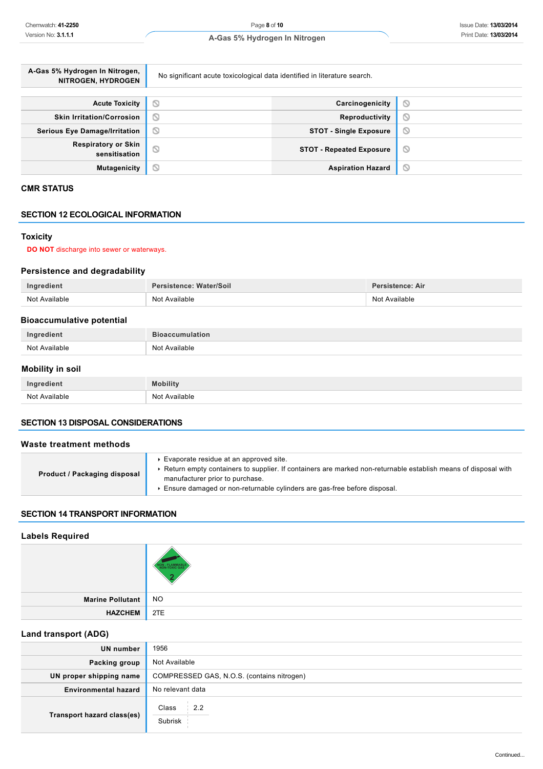| | |
|---|---|
| **A-Gas 5% Hydrogen In Nitrogen, NITROGEN, HYDROGEN** | No significant acute toxicological data identified in literature search. |

| | | | |
|---|---|---|---|
| **Acute Toxicity** | ⃠ | **Carcinogenicity** | ⃠ |
| **Skin Irritation/Corrosion** | ⃠ | **Reproductivity** | ⃠ |
| **Serious Eye Damage/Irritation** | ⃠ | **STOT - Single Exposure** | ⃠ |
| **Respiratory or Skin sensitisation** | ⃠ | **STOT - Repeated Exposure** | ⃠ |
| **Mutagenicity** | ⃠ | **Aspiration Hazard** | ⃠ |

### CMR STATUS

## SECTION 12 ECOLOGICAL INFORMATION

### Toxicity

**DO NOT** discharge into sewer or waterways.

### Persistence and degradability

| Ingredient | Persistence: Water/Soil | Persistence: Air |
|---|---|---|
| Not Available | Not Available | Not Available |

### Bioaccumulative potential

| Ingredient | Bioaccumulation |
|---|---|
| Not Available | Not Available |

### Mobility in soil

| Ingredient | Mobility |
|---|---|
| Not Available | Not Available |

## SECTION 13 DISPOSAL CONSIDERATIONS

### Waste treatment methods

| | |
|---|---|
| **Product / Packaging disposal** | - Evaporate residue at an approved site.<br>- Return empty containers to supplier. If containers are marked non-returnable establish means of disposal with manufacturer prior to purchase.<br>- Ensure damaged or non-returnable cylinders are gas-free before disposal. |

## SECTION 14 TRANSPORT INFORMATION

### Labels Required

| | |
|---|---|
| | NON - FLAMMABLE NON-TOXIC GAS 2 |
| **Marine Pollutant** | NO |
| **HAZCHEM** | 2TE |

### Land transport (ADG)

| | |
|---|---|
| **UN number** | 1956 |
| **Packing group** | Not Available |
| **UN proper shipping name** | COMPRESSED GAS, N.O.S. (contains nitrogen) |
| **Environmental hazard** | No relevant data |
| **Transport hazard class(es)** | Class: 2.2<br>Subrisk: |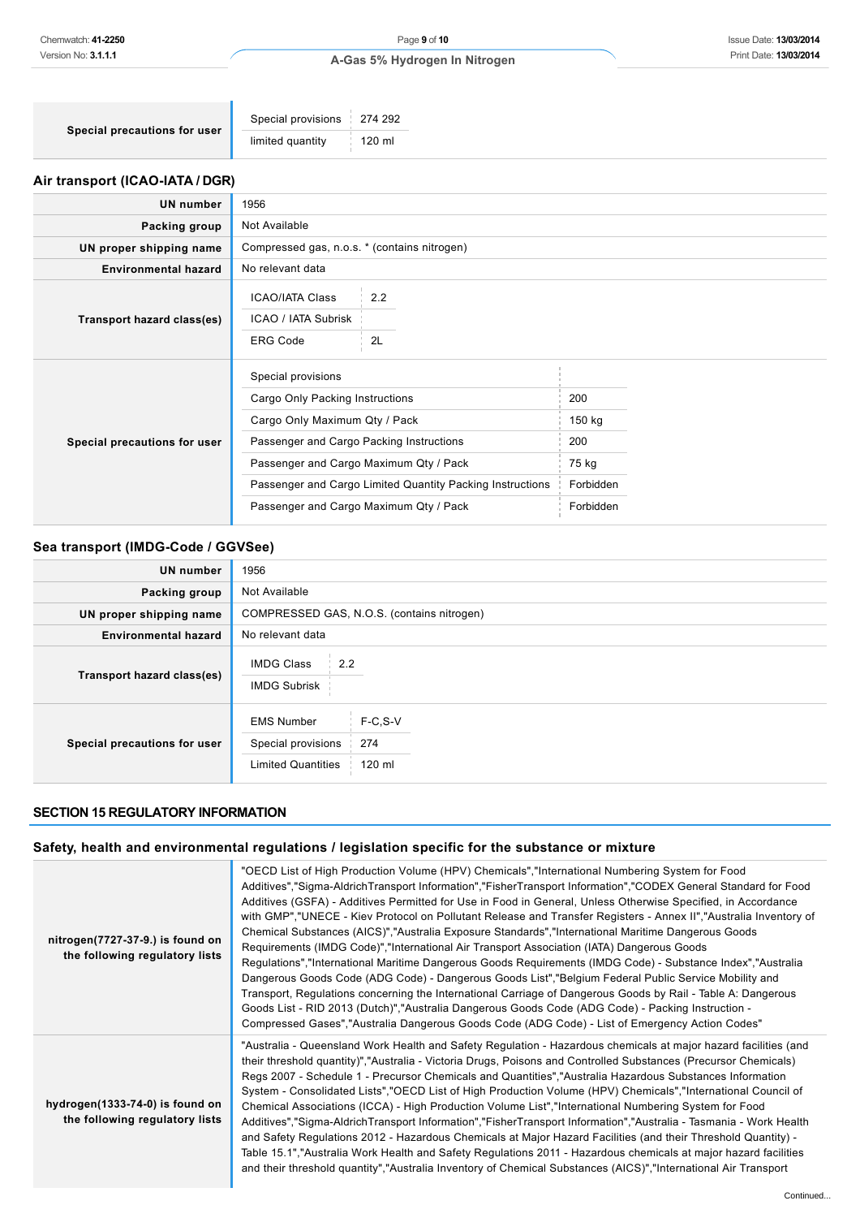| | |
|---|---|
| **Special precautions for user** | Special provisions: 274 292<br>limited quantity: 120 ml |

## Air transport (ICAO-IATA / DGR)

| | |
|---|---|
| **UN number** | 1956 |
| **Packing group** | Not Available |
| **UN proper shipping name** | Compressed gas, n.o.s. * (contains nitrogen) |
| **Environmental hazard** | No relevant data |
| **Transport hazard class(es)** | ICAO/IATA Class: 2.2<br>ICAO / IATA Subrisk:<br>ERG Code: 2L |
| **Special precautions for user** | Special provisions:<br>Cargo Only Packing Instructions: 200<br>Cargo Only Maximum Qty / Pack: 150 kg<br>Passenger and Cargo Packing Instructions: 200<br>Passenger and Cargo Maximum Qty / Pack: 75 kg<br>Passenger and Cargo Limited Quantity Packing Instructions: Forbidden<br>Passenger and Cargo Maximum Qty / Pack: Forbidden |

## Sea transport (IMDG-Code / GGVSee)

| | |
|---|---|
| **UN number** | 1956 |
| **Packing group** | Not Available |
| **UN proper shipping name** | COMPRESSED GAS, N.O.S. (contains nitrogen) |
| **Environmental hazard** | No relevant data |
| **Transport hazard class(es)** | IMDG Class: 2.2<br>IMDG Subrisk: |
| **Special precautions for user** | EMS Number: F-C,S-V<br>Special provisions: 274<br>Limited Quantities: 120 ml |

# SECTION 15 REGULATORY INFORMATION

## Safety, health and environmental regulations / legislation specific for the substance or mixture

| | |
|---|---|
| **nitrogen(7727-37-9.) is found on the following regulatory lists** | "OECD List of High Production Volume (HPV) Chemicals","International Numbering System for Food Additives","Sigma-AldrichTransport Information","FisherTransport Information","CODEX General Standard for Food Additives (GSFA) - Additives Permitted for Use in Food in General, Unless Otherwise Specified, in Accordance with GMP","UNECE - Kiev Protocol on Pollutant Release and Transfer Registers - Annex II","Australia Inventory of Chemical Substances (AICS)","Australia Exposure Standards","International Maritime Dangerous Goods Requirements (IMDG Code)","International Air Transport Association (IATA) Dangerous Goods Regulations","International Maritime Dangerous Goods Requirements (IMDG Code) - Substance Index","Australia Dangerous Goods Code (ADG Code) - Dangerous Goods List","Belgium Federal Public Service Mobility and Transport, Regulations concerning the International Carriage of Dangerous Goods by Rail - Table A: Dangerous Goods List - RID 2013 (Dutch)","Australia Dangerous Goods Code (ADG Code) - Packing Instruction - Compressed Gases","Australia Dangerous Goods Code (ADG Code) - List of Emergency Action Codes" |
| **hydrogen(1333-74-0) is found on the following regulatory lists** | "Australia - Queensland Work Health and Safety Regulation - Hazardous chemicals at major hazard facilities (and their threshold quantity)","Australia - Victoria Drugs, Poisons and Controlled Substances (Precursor Chemicals) Regs 2007 - Schedule 1 - Precursor Chemicals and Quantities","Australia Hazardous Substances Information System - Consolidated Lists","OECD List of High Production Volume (HPV) Chemicals","International Council of Chemical Associations (ICCA) - High Production Volume List","International Numbering System for Food Additives","Sigma-AldrichTransport Information","FisherTransport Information","Australia - Tasmania - Work Health and Safety Regulations 2012 - Hazardous Chemicals at Major Hazard Facilities (and their Threshold Quantity) - Table 15.1","Australia Work Health and Safety Regulations 2011 - Hazardous chemicals at major hazard facilities and their threshold quantity","Australia Inventory of Chemical Substances (AICS)","International Air Transport |

Continued...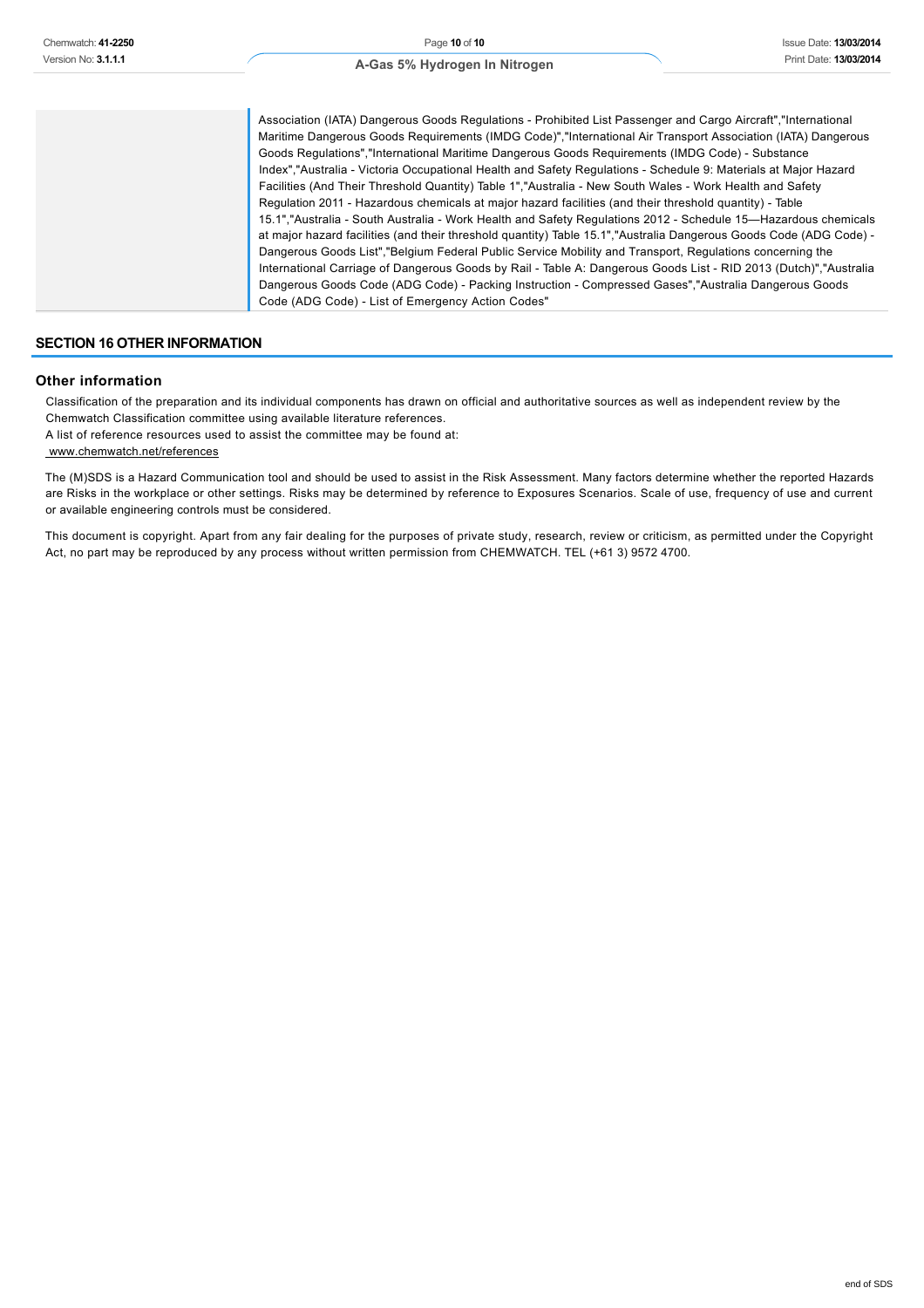| | |
|---|---|
| | Association (IATA) Dangerous Goods Regulations - Prohibited List Passenger and Cargo Aircraft","International Maritime Dangerous Goods Requirements (IMDG Code)","International Air Transport Association (IATA) Dangerous Goods Regulations","International Maritime Dangerous Goods Requirements (IMDG Code) - Substance Index","Australia - Victoria Occupational Health and Safety Regulations - Schedule 9: Materials at Major Hazard Facilities (And Their Threshold Quantity) Table 1","Australia - New South Wales - Work Health and Safety Regulation 2011 - Hazardous chemicals at major hazard facilities (and their threshold quantity) - Table 15.1","Australia - South Australia - Work Health and Safety Regulations 2012 - Schedule 15—Hazardous chemicals at major hazard facilities (and their threshold quantity) Table 15.1","Australia Dangerous Goods Code (ADG Code) - Dangerous Goods List","Belgium Federal Public Service Mobility and Transport, Regulations concerning the International Carriage of Dangerous Goods by Rail - Table A: Dangerous Goods List - RID 2013 (Dutch)","Australia Dangerous Goods Code (ADG Code) - Packing Instruction - Compressed Gases","Australia Dangerous Goods Code (ADG Code) - List of Emergency Action Codes" |

## SECTION 16 OTHER INFORMATION

### Other information

Classification of the preparation and its individual components has drawn on official and authoritative sources as well as independent review by the Chemwatch Classification committee using available literature references.
A list of reference resources used to assist the committee may be found at:
www.chemwatch.net/references

The (M)SDS is a Hazard Communication tool and should be used to assist in the Risk Assessment. Many factors determine whether the reported Hazards are Risks in the workplace or other settings. Risks may be determined by reference to Exposures Scenarios. Scale of use, frequency of use and current or available engineering controls must be considered.

This document is copyright. Apart from any fair dealing for the purposes of private study, research, review or criticism, as permitted under the Copyright Act, no part may be reproduced by any process without written permission from CHEMWATCH. TEL (+61 3) 9572 4700.

end of SDS